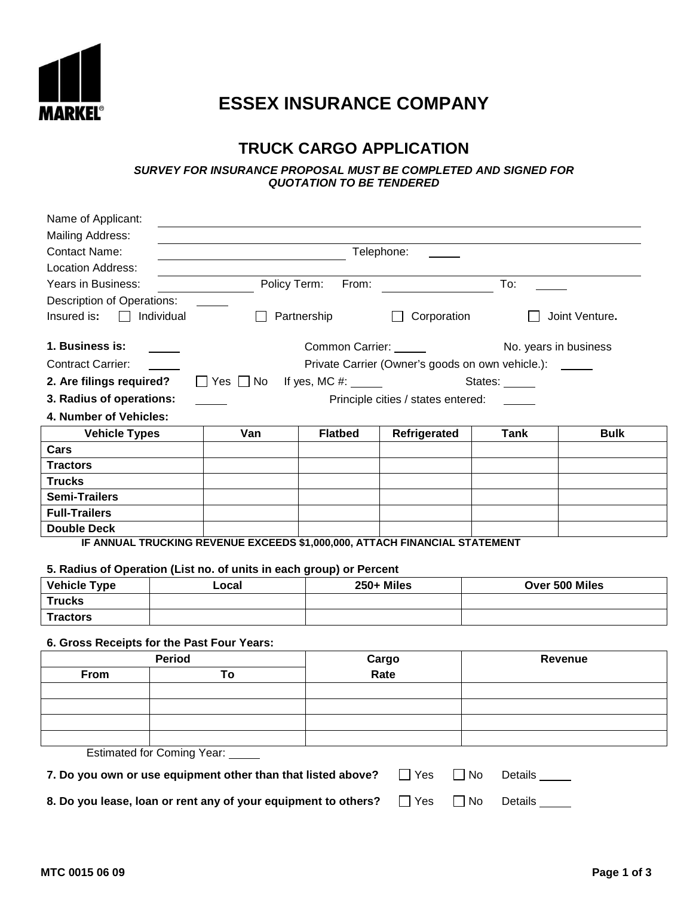# ESSEX INSURANCE COMPANY

## TRUCK CARGO APPLICATION

***SURVEY FOR INSURANCE PROPOSAL MUST BE COMPLETED AND SIGNED FOR QUOTATION TO BE TENDERED***

Name of Applicant: ______

Mailing Address: ______

Contact Name: ______ Telephone: ______

Location Address: ______

Years in Business: ______ Policy Term: From: ______ To: ______

Description of Operations: ______

**Insured is:** ☐ Individual ☐ Partnership ☐ Corporation ☐ Joint Venture**.**

**1. Business is:** ______ Common Carrier: ______ No. years in business

Contract Carrier: ______ Private Carrier (Owner's goods on own vehicle.): ______

**2. Are filings required?** ☐ Yes ☐ No If yes, MC #: ______ States: ______

**3. Radius of operations:** ______ Principle cities / states entered: ______

**4. Number of Vehicles:**

| Vehicle Types | Van | Flatbed | Refrigerated | Tank | Bulk |
|---|---|---|---|---|---|
| **Cars** | | | | | |
| **Tractors** | | | | | |
| **Trucks** | | | | | |
| **Semi-Trailers** | | | | | |
| **Full-Trailers** | | | | | |
| **Double Deck** | | | | | |

**IF ANNUAL TRUCKING REVENUE EXCEEDS $1,000,000, ATTACH FINANCIAL STATEMENT**

**5. Radius of Operation (List no. of units in each group) or Percent**

| Vehicle Type | Local | 250+ Miles | Over 500 Miles |
|---|---|---|---|
| **Trucks** | | | |
| **Tractors** | | | |

**6. Gross Receipts for the Past Four Years:**

| Period | | Cargo | Revenue |
|---|---|---|---|
| **From** | **To** | **Rate** | |
| | | | |
| | | | |
| | | | |
| | | | |

Estimated for Coming Year: ______

**7. Do you own or use equipment other than that listed above?** ☐ Yes ☐ No Details ______

**8. Do you lease, loan or rent any of your equipment to others?** ☐ Yes ☐ No Details ______

MTC 0015 06 09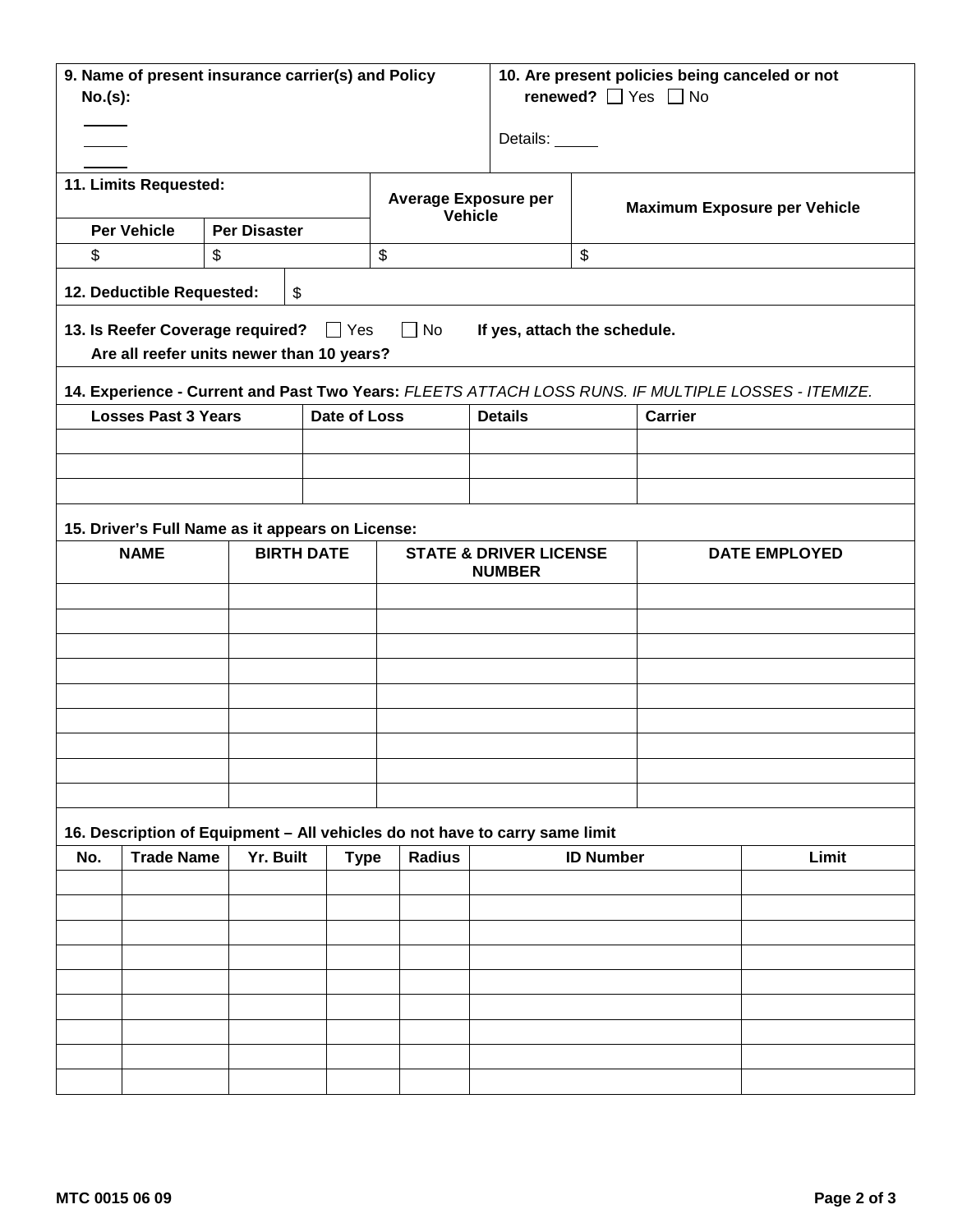**9. Name of present insurance carrier(s) and Policy No.(s):**

_____

_____

_____

**10. Are present policies being canceled or not renewed?** ☐ Yes ☐ No

Details: _____

| **11. Limits Requested:** | | **Average Exposure per Vehicle** | **Maximum Exposure per Vehicle** |
|---|---|---|---|
| **Per Vehicle** | **Per Disaster** | | |
| $ | $ | $ | $ |

**12. Deductible Requested:** $

**13. Is Reefer Coverage required?** ☐ Yes ☐ No **If yes, attach the schedule.**
**Are all reefer units newer than 10 years?**

**14. Experience - Current and Past Two Years:** *FLEETS ATTACH LOSS RUNS. IF MULTIPLE LOSSES - ITEMIZE.*

| Losses Past 3 Years | Date of Loss | Details | Carrier |
|---|---|---|---|
| | | | |
| | | | |
| | | | |

**15. Driver's Full Name as it appears on License:**

| NAME | BIRTH DATE | STATE & DRIVER LICENSE NUMBER | DATE EMPLOYED |
|---|---|---|---|
| | | | |
| | | | |
| | | | |
| | | | |
| | | | |
| | | | |
| | | | |
| | | | |
| | | | |

**16. Description of Equipment – All vehicles do not have to carry same limit**

| No. | Trade Name | Yr. Built | Type | Radius | ID Number | Limit |
|---|---|---|---|---|---|---|
| | | | | | | |
| | | | | | | |
| | | | | | | |
| | | | | | | |
| | | | | | | |
| | | | | | | |
| | | | | | | |
| | | | | | | |
| | | | | | | |

MTC 0015 06 09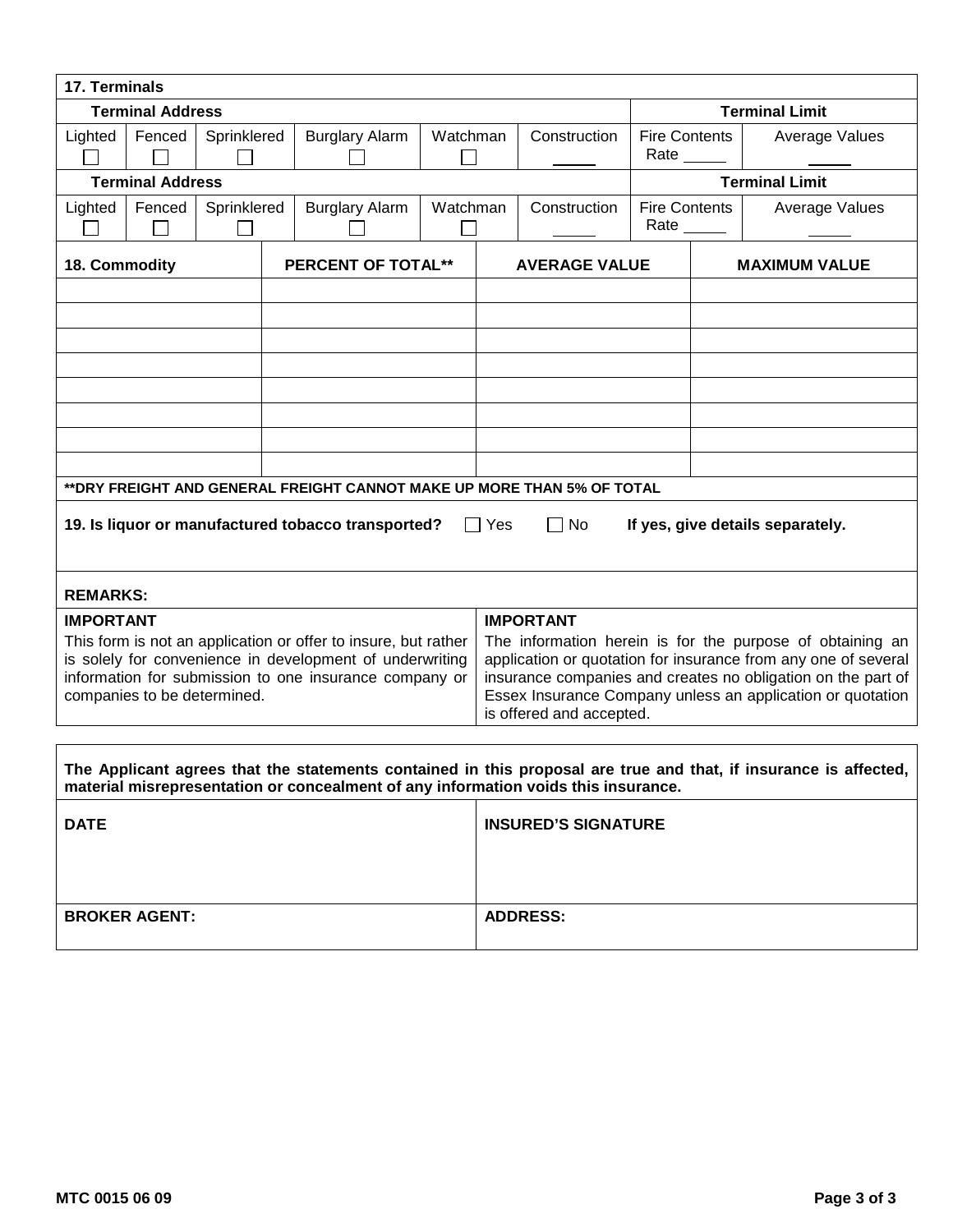## 17. Terminals

| Terminal Address | | | | | | Terminal Limit | |
|---|---|---|---|---|---|---|---|
| Lighted ☐ | Fenced ☐ | Sprinklered ☐ | Burglary Alarm ☐ | Watchman ☐ | Construction ____ | Fire Contents Rate ____ | Average Values ____ |

| Terminal Address | | | | | | Terminal Limit | |
|---|---|---|---|---|---|---|---|
| Lighted ☐ | Fenced ☐ | Sprinklered ☐ | Burglary Alarm ☐ | Watchman ☐ | Construction ____ | Fire Contents Rate ____ | Average Values ____ |

## 18. Commodity

| 18. Commodity | PERCENT OF TOTAL** | AVERAGE VALUE | MAXIMUM VALUE |
|---|---|---|---|
| | | | |
| | | | |
| | | | |
| | | | |
| | | | |
| | | | |
| | | | |
| | | | |

**DRY FREIGHT AND GENERAL FREIGHT CANNOT MAKE UP MORE THAN 5% OF TOTAL**

**19. Is liquor or manufactured tobacco transported?** ☐ Yes ☐ No **If yes, give details separately.**

**REMARKS:**

**IMPORTANT**

This form is not an application or offer to insure, but rather is solely for convenience in development of underwriting information for submission to one insurance company or companies to be determined.

**IMPORTANT**

The information herein is for the purpose of obtaining an application or quotation for insurance from any one of several insurance companies and creates no obligation on the part of Essex Insurance Company unless an application or quotation is offered and accepted.

**The Applicant agrees that the statements contained in this proposal are true and that, if insurance is affected, material misrepresentation or concealment of any information voids this insurance.**

| DATE | INSURED'S SIGNATURE |
|---|---|
| | |
| **BROKER AGENT:** | **ADDRESS:** |

MTC 0015 06 09